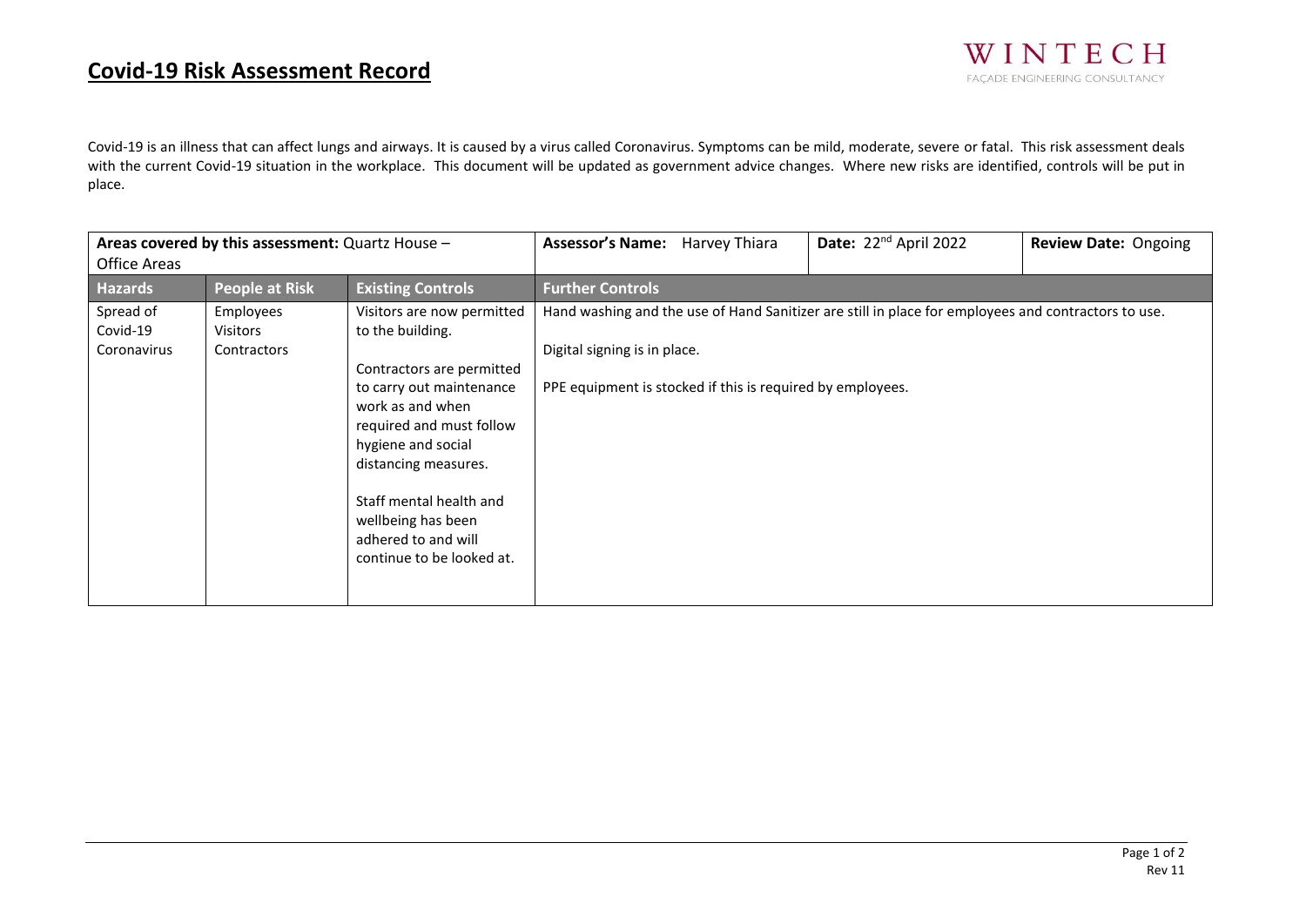# Covid-19 Risk Assessment Record

WINTECH
FAÇADE ENGINEERING CONSULTANCY

Covid-19 is an illness that can affect lungs and airways. It is caused by a virus called Coronavirus. Symptoms can be mild, moderate, severe or fatal. This risk assessment deals with the current Covid-19 situation in the workplace. This document will be updated as government advice changes. Where new risks are identified, controls will be put in place.

| **Areas covered by this assessment:** Quartz House – Office Areas | | | **Assessor's Name:** Harvey Thiara | **Date:** 22nd April 2022 | **Review Date:** Ongoing |
|---|---|---|---|---|---|
| **Hazards** | **People at Risk** | **Existing Controls** | **Further Controls** | | |
| Spread of Covid-19 Coronavirus | Employees<br>Visitors<br>Contractors | Visitors are now permitted to the building.<br><br>Contractors are permitted to carry out maintenance work as and when required and must follow hygiene and social distancing measures.<br><br>Staff mental health and wellbeing has been adhered to and will continue to be looked at. | Hand washing and the use of Hand Sanitizer are still in place for employees and contractors to use.<br><br>Digital signing is in place.<br><br>PPE equipment is stocked if this is required by employees. | | |

Rev 11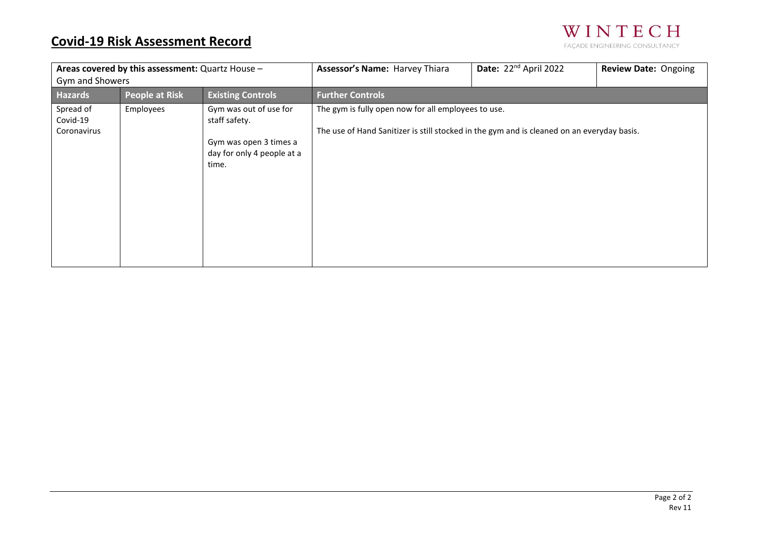# Covid-19 Risk Assessment Record

WINTECH
FAÇADE ENGINEERING CONSULTANCY

| **Areas covered by this assessment:** Quartz House – Gym and Showers | | | **Assessor's Name:** Harvey Thiara | **Date:** 22nd April 2022 | **Review Date:** Ongoing |
|---|---|---|---|---|---|
| **Hazards** | **People at Risk** | **Existing Controls** | **Further Controls** | | |
| Spread of Covid-19 Coronavirus | Employees | Gym was out of use for staff safety.<br><br>Gym was open 3 times a day for only 4 people at a time. | The gym is fully open now for all employees to use.<br><br>The use of Hand Sanitizer is still stocked in the gym and is cleaned on an everyday basis. | | |

Rev 11